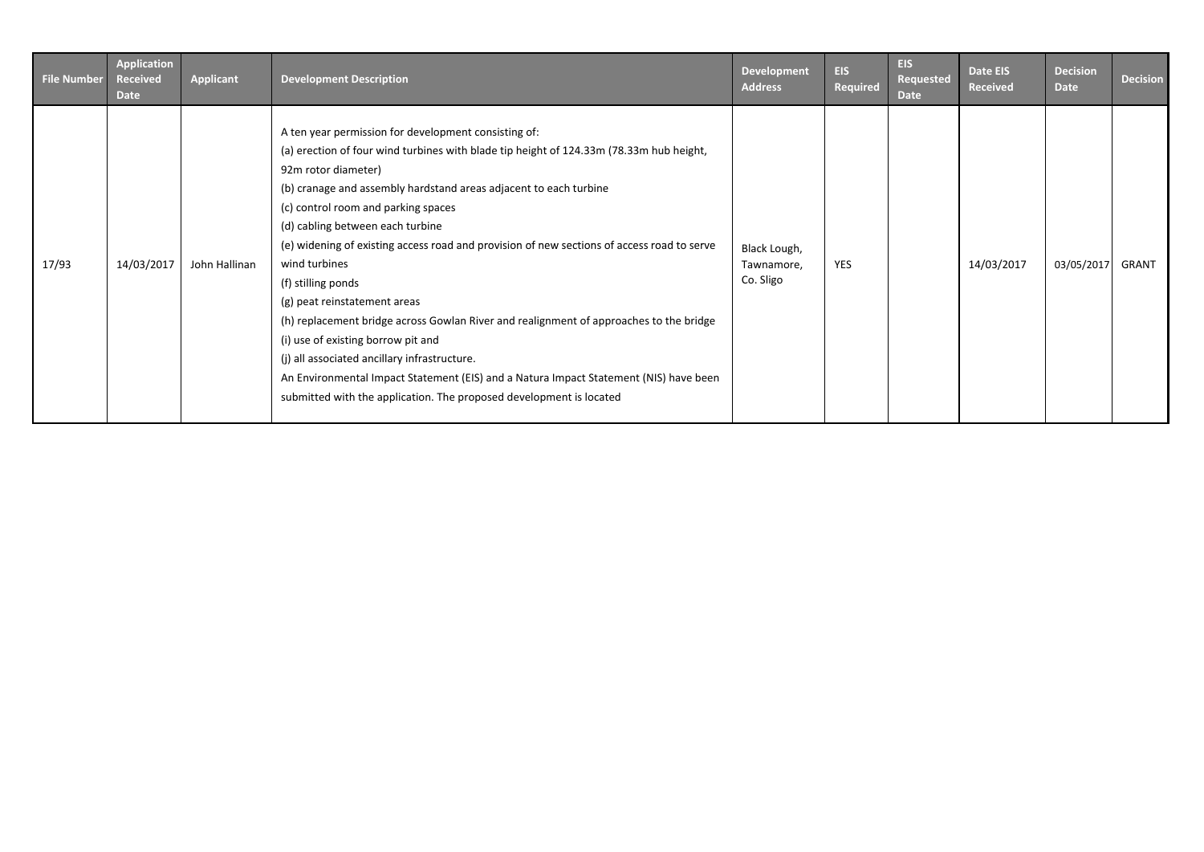| File Number | Application Received Date | Applicant | Development Description | Development Address | EIS Required | EIS Requested Date | Date EIS Received | Decision Date | Decision |
|---|---|---|---|---|---|---|---|---|---|
| 17/93 | 14/03/2017 | John Hallinan | A ten year permission for development consisting of:<br>(a) erection of four wind turbines with blade tip height of 124.33m (78.33m hub height, 92m rotor diameter)<br>(b) cranage and assembly hardstand areas adjacent to each turbine<br>(c) control room and parking spaces<br>(d) cabling between each turbine<br>(e) widening of existing access road and provision of new sections of access road to serve wind turbines<br>(f) stilling ponds<br>(g) peat reinstatement areas<br>(h) replacement bridge across Gowlan River and realignment of approaches to the bridge<br>(i) use of existing borrow pit and<br>(j) all associated ancillary infrastructure.<br>An Environmental Impact Statement (EIS) and a Natura Impact Statement (NIS) have been submitted with the application. The proposed development is located | Black Lough, Tawnamore, Co. Sligo | YES | | 14/03/2017 | 03/05/2017 | GRANT |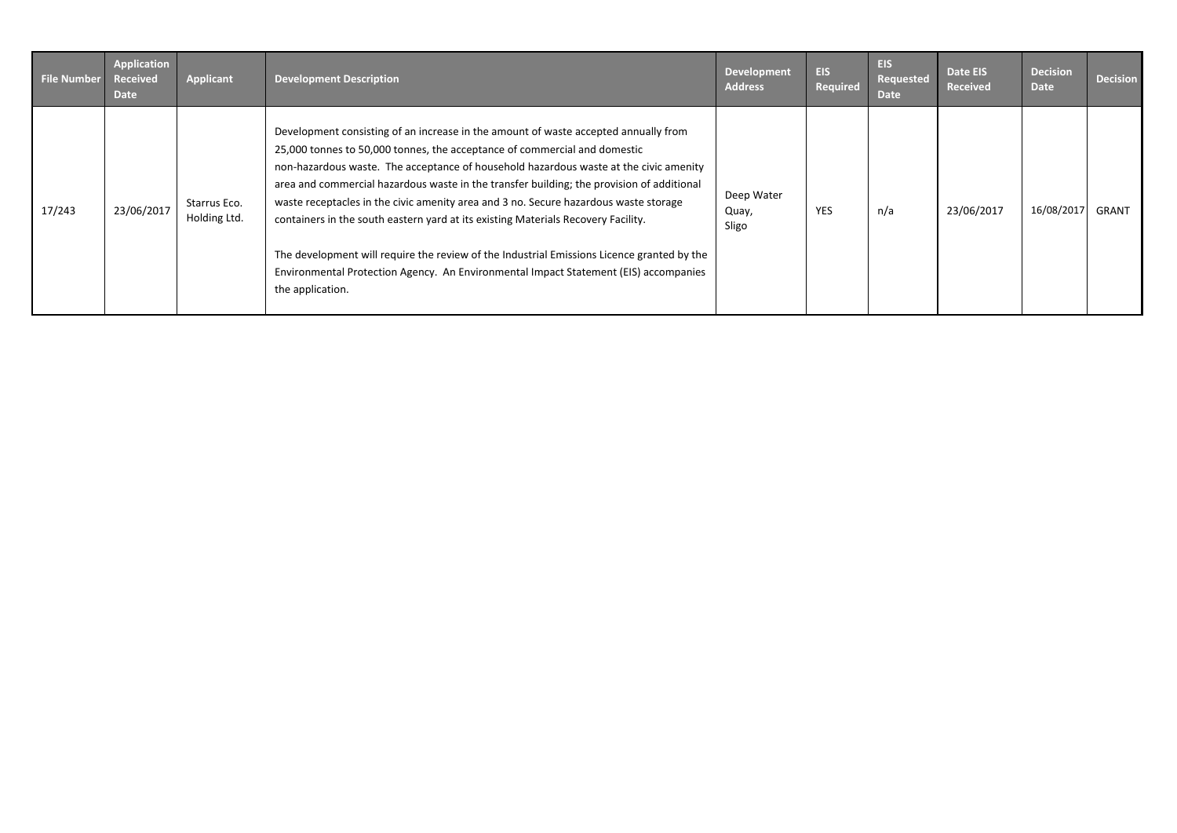| File Number | Application Received Date | Applicant | Development Description | Development Address | EIS Required | EIS Requested Date | Date EIS Received | Decision Date | Decision |
|---|---|---|---|---|---|---|---|---|---|
| 17/243 | 23/06/2017 | Starrus Eco. Holding Ltd. | Development consisting of an increase in the amount of waste accepted annually from 25,000 tonnes to 50,000 tonnes, the acceptance of commercial and domestic non-hazardous waste. The acceptance of household hazardous waste at the civic amenity area and commercial hazardous waste in the transfer building; the provision of additional waste receptacles in the civic amenity area and 3 no. Secure hazardous waste storage containers in the south eastern yard at its existing Materials Recovery Facility.<br><br>The development will require the review of the Industrial Emissions Licence granted by the Environmental Protection Agency. An Environmental Impact Statement (EIS) accompanies the application. | Deep Water Quay, Sligo | YES | n/a | 23/06/2017 | 16/08/2017 | GRANT |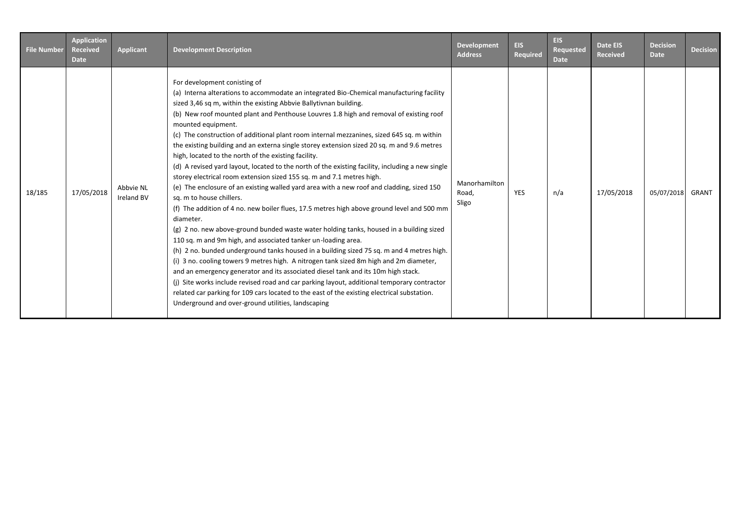| File Number | Application Received Date | Applicant | Development Description | Development Address | EIS Required | EIS Requested Date | Date EIS Received | Decision Date | Decision |
|---|---|---|---|---|---|---|---|---|---|
| 18/185 | 17/05/2018 | Abbvie NL Ireland BV | For development conisting of<br>(a) Interna alterations to accommodate an integrated Bio-Chemical manufacturing facility sized 3,46 sq m, within the existing Abbvie Ballytivnan building.<br>(b) New roof mounted plant and Penthouse Louvres 1.8 high and removal of existing roof mounted equipment.<br>(c) The construction of additional plant room internal mezzanines, sized 645 sq. m within the existing building and an externa single storey extension sized 20 sq. m and 9.6 metres high, located to the north of the existing facility.<br>(d) A revised yard layout, located to the north of the existing facility, including a new single storey electrical room extension sized 155 sq. m and 7.1 metres high.<br>(e) The enclosure of an existing walled yard area with a new roof and cladding, sized 150 sq. m to house chillers.<br>(f) The addition of 4 no. new boiler flues, 17.5 metres high above ground level and 500 mm diameter.<br>(g) 2 no. new above-ground bunded waste water holding tanks, housed in a building sized 110 sq. m and 9m high, and associated tanker un-loading area.<br>(h) 2 no. bunded underground tanks housed in a building sized 75 sq. m and 4 metres high.<br>(i) 3 no. cooling towers 9 metres high. A nitrogen tank sized 8m high and 2m diameter, and an emergency generator and its associated diesel tank and its 10m high stack.<br>(j) Site works include revised road and car parking layout, additional temporary contractor related car parking for 109 cars located to the east of the existing electrical substation. Underground and over-ground utilities, landscaping | Manorhamilton Road, Sligo | YES | n/a | 17/05/2018 | 05/07/2018 | GRANT |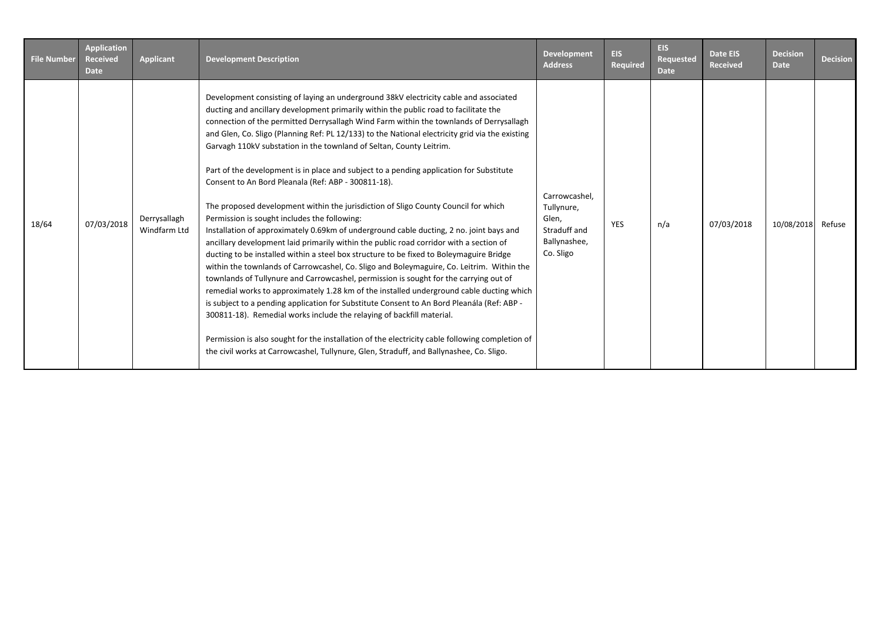| File Number | Application Received Date | Applicant | Development Description | Development Address | EIS Required | EIS Requested Date | Date EIS Received | Decision Date | Decision |
|---|---|---|---|---|---|---|---|---|---|
| 18/64 | 07/03/2018 | Derrysallagh Windfarm Ltd | Development consisting of laying an underground 38kV electricity cable and associated ducting and ancillary development primarily within the public road to facilitate the connection of the permitted Derrysallagh Wind Farm within the townlands of Derrysallagh and Glen, Co. Sligo (Planning Ref: PL 12/133) to the National electricity grid via the existing Garvagh 110kV substation in the townland of Seltan, County Leitrim.<br><br>Part of the development is in place and subject to a pending application for Substitute Consent to An Bord Pleanala (Ref: ABP - 300811-18).<br><br>The proposed development within the jurisdiction of Sligo County Council for which Permission is sought includes the following:<br>Installation of approximately 0.69km of underground cable ducting, 2 no. joint bays and ancillary development laid primarily within the public road corridor with a section of ducting to be installed within a steel box structure to be fixed to Boleymaguire Bridge within the townlands of Carrowcashel, Co. Sligo and Boleymaguire, Co. Leitrim. Within the townlands of Tullynure and Carrowcashel, permission is sought for the carrying out of remedial works to approximately 1.28 km of the installed underground cable ducting which is subject to a pending application for Substitute Consent to An Bord Pleanála (Ref: ABP - 300811-18). Remedial works include the relaying of backfill material.<br><br>Permission is also sought for the installation of the electricity cable following completion of the civil works at Carrowcashel, Tullynure, Glen, Straduff, and Ballynashee, Co. Sligo. | Carrowcashel, Tullynure, Glen, Straduff and Ballynashee, Co. Sligo | YES | n/a | 07/03/2018 | 10/08/2018 | Refuse |